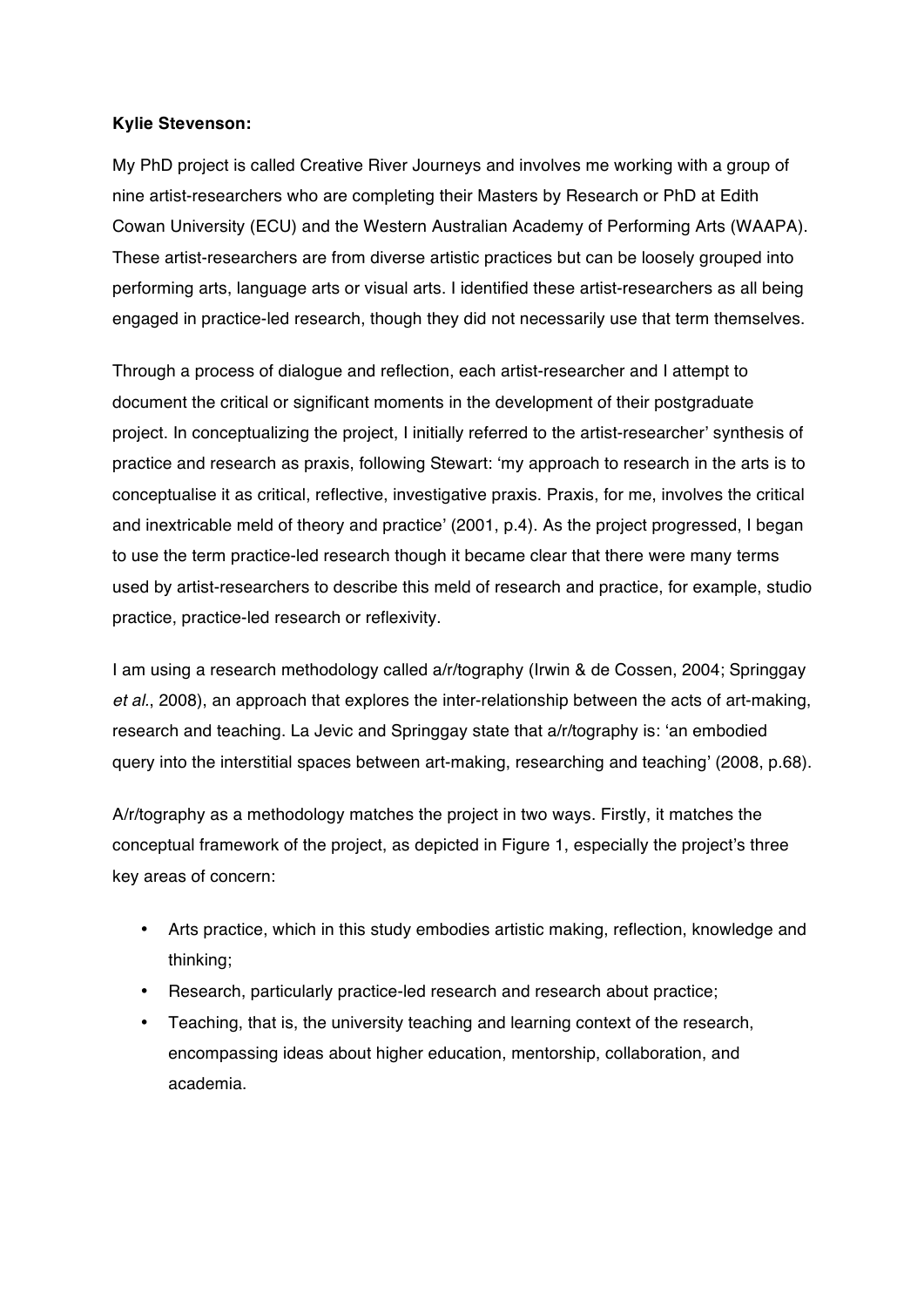**Kylie Stevenson:**

My PhD project is called Creative River Journeys and involves me working with a group of nine artist-researchers who are completing their Masters by Research or PhD at Edith Cowan University (ECU) and the Western Australian Academy of Performing Arts (WAAPA). These artist-researchers are from diverse artistic practices but can be loosely grouped into performing arts, language arts or visual arts. I identified these artist-researchers as all being engaged in practice-led research, though they did not necessarily use that term themselves.

Through a process of dialogue and reflection, each artist-researcher and I attempt to document the critical or significant moments in the development of their postgraduate project. In conceptualizing the project, I initially referred to the artist-researcher' synthesis of practice and research as praxis, following Stewart: 'my approach to research in the arts is to conceptualise it as critical, reflective, investigative praxis. Praxis, for me, involves the critical and inextricable meld of theory and practice' (2001, p.4). As the project progressed, I began to use the term practice-led research though it became clear that there were many terms used by artist-researchers to describe this meld of research and practice, for example, studio practice, practice-led research or reflexivity.

I am using a research methodology called a/r/tography (Irwin & de Cossen, 2004; Springgay *et al*., 2008), an approach that explores the inter-relationship between the acts of art-making, research and teaching. La Jevic and Springgay state that a/r/tography is: 'an embodied query into the interstitial spaces between art-making, researching and teaching' (2008, p.68).

A/r/tography as a methodology matches the project in two ways. Firstly, it matches the conceptual framework of the project, as depicted in Figure 1, especially the project's three key areas of concern:

- Arts practice, which in this study embodies artistic making, reflection, knowledge and thinking;
- Research, particularly practice-led research and research about practice;
- Teaching, that is, the university teaching and learning context of the research, encompassing ideas about higher education, mentorship, collaboration, and academia.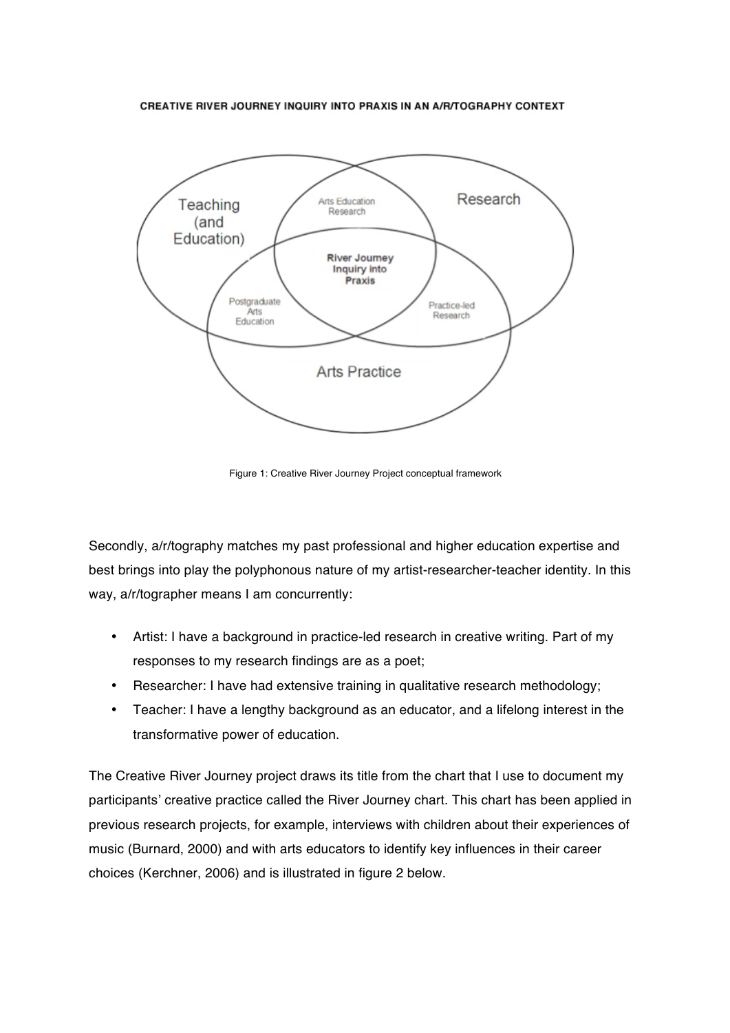CREATIVE RIVER JOURNEY INQUIRY INTO PRAXIS IN AN A/R/TOGRAPHY CONTEXT

Teaching (and Education)

Arts Education Research

Research

River Journey Inquiry into Praxis

Postgraduate Arts Education

Practice-led Research

Arts Practice

Figure 1: Creative River Journey Project conceptual framework

Secondly, a/r/tography matches my past professional and higher education expertise and best brings into play the polyphonous nature of my artist-researcher-teacher identity. In this way, a/r/tographer means I am concurrently:

- Artist: I have a background in practice-led research in creative writing. Part of my responses to my research findings are as a poet;
- Researcher: I have had extensive training in qualitative research methodology;
- Teacher: I have a lengthy background as an educator, and a lifelong interest in the transformative power of education.

The Creative River Journey project draws its title from the chart that I use to document my participants' creative practice called the River Journey chart. This chart has been applied in previous research projects, for example, interviews with children about their experiences of music (Burnard, 2000) and with arts educators to identify key influences in their career choices (Kerchner, 2006) and is illustrated in figure 2 below.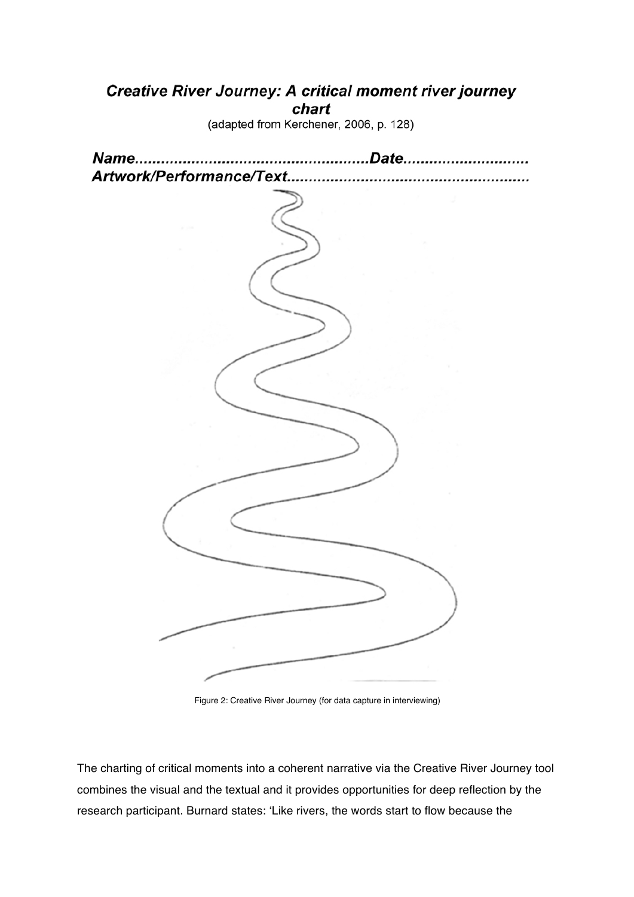***Creative River Journey: A critical moment river journey chart***

(adapted from Kerchener, 2006, p. 128)

***Name....................................................Date............................***

***Artwork/Performance/Text.......................................................***

Figure 2: Creative River Journey (for data capture in interviewing)

The charting of critical moments into a coherent narrative via the Creative River Journey tool combines the visual and the textual and it provides opportunities for deep reflection by the research participant. Burnard states: 'Like rivers, the words start to flow because the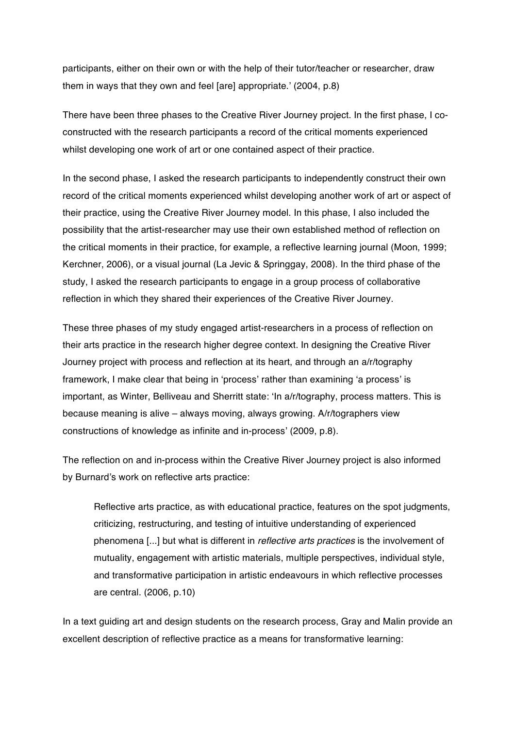participants, either on their own or with the help of their tutor/teacher or researcher, draw them in ways that they own and feel [are] appropriate.' (2004, p.8)

There have been three phases to the Creative River Journey project. In the first phase, I co-constructed with the research participants a record of the critical moments experienced whilst developing one work of art or one contained aspect of their practice.

In the second phase, I asked the research participants to independently construct their own record of the critical moments experienced whilst developing another work of art or aspect of their practice, using the Creative River Journey model. In this phase, I also included the possibility that the artist-researcher may use their own established method of reflection on the critical moments in their practice, for example, a reflective learning journal (Moon, 1999; Kerchner, 2006), or a visual journal (La Jevic & Springgay, 2008). In the third phase of the study, I asked the research participants to engage in a group process of collaborative reflection in which they shared their experiences of the Creative River Journey.

These three phases of my study engaged artist-researchers in a process of reflection on their arts practice in the research higher degree context. In designing the Creative River Journey project with process and reflection at its heart, and through an a/r/tography framework, I make clear that being in 'process' rather than examining 'a process' is important, as Winter, Belliveau and Sherritt state: 'In a/r/tography, process matters. This is because meaning is alive – always moving, always growing. A/r/tographers view constructions of knowledge as infinite and in-process' (2009, p.8).

The reflection on and in-process within the Creative River Journey project is also informed by Burnard's work on reflective arts practice:

> Reflective arts practice, as with educational practice, features on the spot judgments, criticizing, restructuring, and testing of intuitive understanding of experienced phenomena [...] but what is different in *reflective arts practices* is the involvement of mutuality, engagement with artistic materials, multiple perspectives, individual style, and transformative participation in artistic endeavours in which reflective processes are central. (2006, p.10)

In a text guiding art and design students on the research process, Gray and Malin provide an excellent description of reflective practice as a means for transformative learning: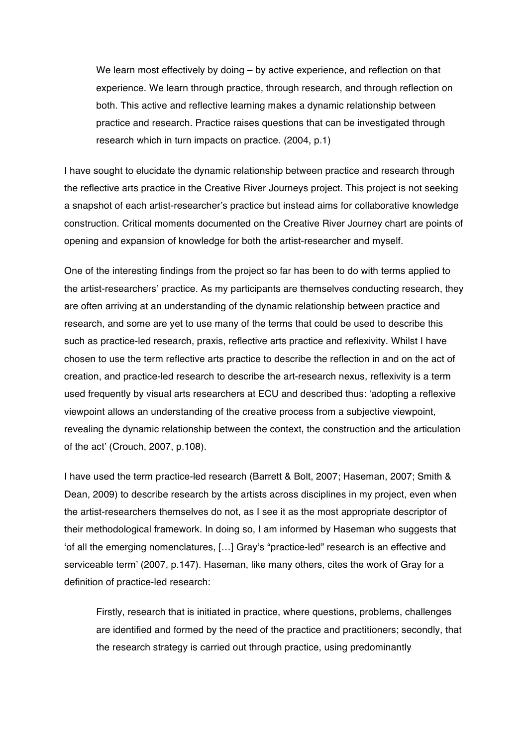> We learn most effectively by doing – by active experience, and reflection on that experience. We learn through practice, through research, and through reflection on both. This active and reflective learning makes a dynamic relationship between practice and research. Practice raises questions that can be investigated through research which in turn impacts on practice. (2004, p.1)

I have sought to elucidate the dynamic relationship between practice and research through the reflective arts practice in the Creative River Journeys project. This project is not seeking a snapshot of each artist-researcher's practice but instead aims for collaborative knowledge construction. Critical moments documented on the Creative River Journey chart are points of opening and expansion of knowledge for both the artist-researcher and myself.

One of the interesting findings from the project so far has been to do with terms applied to the artist-researchers' practice. As my participants are themselves conducting research, they are often arriving at an understanding of the dynamic relationship between practice and research, and some are yet to use many of the terms that could be used to describe this such as practice-led research, praxis, reflective arts practice and reflexivity. Whilst I have chosen to use the term reflective arts practice to describe the reflection in and on the act of creation, and practice-led research to describe the art-research nexus, reflexivity is a term used frequently by visual arts researchers at ECU and described thus: 'adopting a reflexive viewpoint allows an understanding of the creative process from a subjective viewpoint, revealing the dynamic relationship between the context, the construction and the articulation of the act' (Crouch, 2007, p.108).

I have used the term practice-led research (Barrett & Bolt, 2007; Haseman, 2007; Smith & Dean, 2009) to describe research by the artists across disciplines in my project, even when the artist-researchers themselves do not, as I see it as the most appropriate descriptor of their methodological framework. In doing so, I am informed by Haseman who suggests that 'of all the emerging nomenclatures, […] Gray's "practice-led" research is an effective and serviceable term' (2007, p.147). Haseman, like many others, cites the work of Gray for a definition of practice-led research:

> Firstly, research that is initiated in practice, where questions, problems, challenges are identified and formed by the need of the practice and practitioners; secondly, that the research strategy is carried out through practice, using predominantly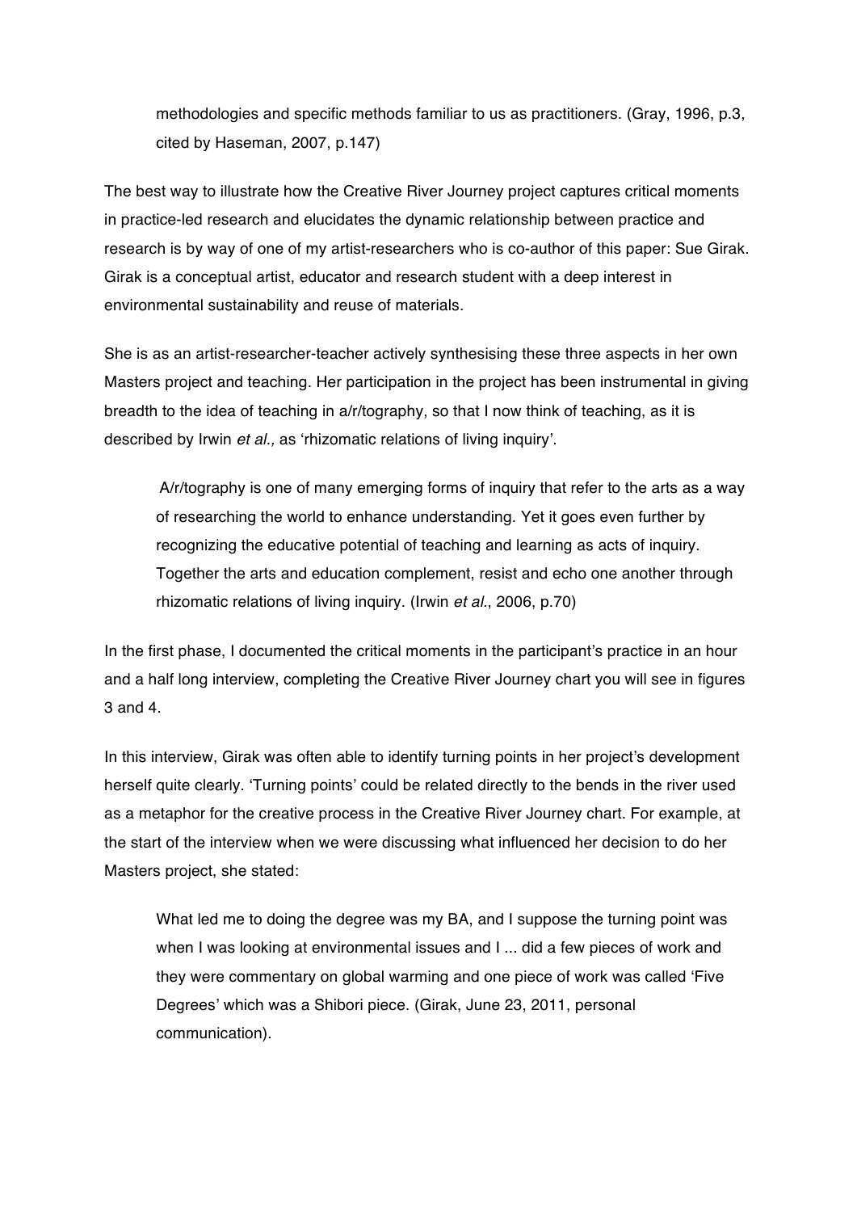> methodologies and specific methods familiar to us as practitioners. (Gray, 1996, p.3, cited by Haseman, 2007, p.147)

The best way to illustrate how the Creative River Journey project captures critical moments in practice-led research and elucidates the dynamic relationship between practice and research is by way of one of my artist-researchers who is co-author of this paper: Sue Girak. Girak is a conceptual artist, educator and research student with a deep interest in environmental sustainability and reuse of materials.

She is as an artist-researcher-teacher actively synthesising these three aspects in her own Masters project and teaching. Her participation in the project has been instrumental in giving breadth to the idea of teaching in a/r/tography, so that I now think of teaching, as it is described by Irwin *et al.,* as 'rhizomatic relations of living inquiry'.

> A/r/tography is one of many emerging forms of inquiry that refer to the arts as a way of researching the world to enhance understanding. Yet it goes even further by recognizing the educative potential of teaching and learning as acts of inquiry. Together the arts and education complement, resist and echo one another through rhizomatic relations of living inquiry. (Irwin *et al.*, 2006, p.70)

In the first phase, I documented the critical moments in the participant's practice in an hour and a half long interview, completing the Creative River Journey chart you will see in figures 3 and 4.

In this interview, Girak was often able to identify turning points in her project's development herself quite clearly. 'Turning points' could be related directly to the bends in the river used as a metaphor for the creative process in the Creative River Journey chart. For example, at the start of the interview when we were discussing what influenced her decision to do her Masters project, she stated:

> What led me to doing the degree was my BA, and I suppose the turning point was when I was looking at environmental issues and I ... did a few pieces of work and they were commentary on global warming and one piece of work was called 'Five Degrees' which was a Shibori piece. (Girak, June 23, 2011, personal communication).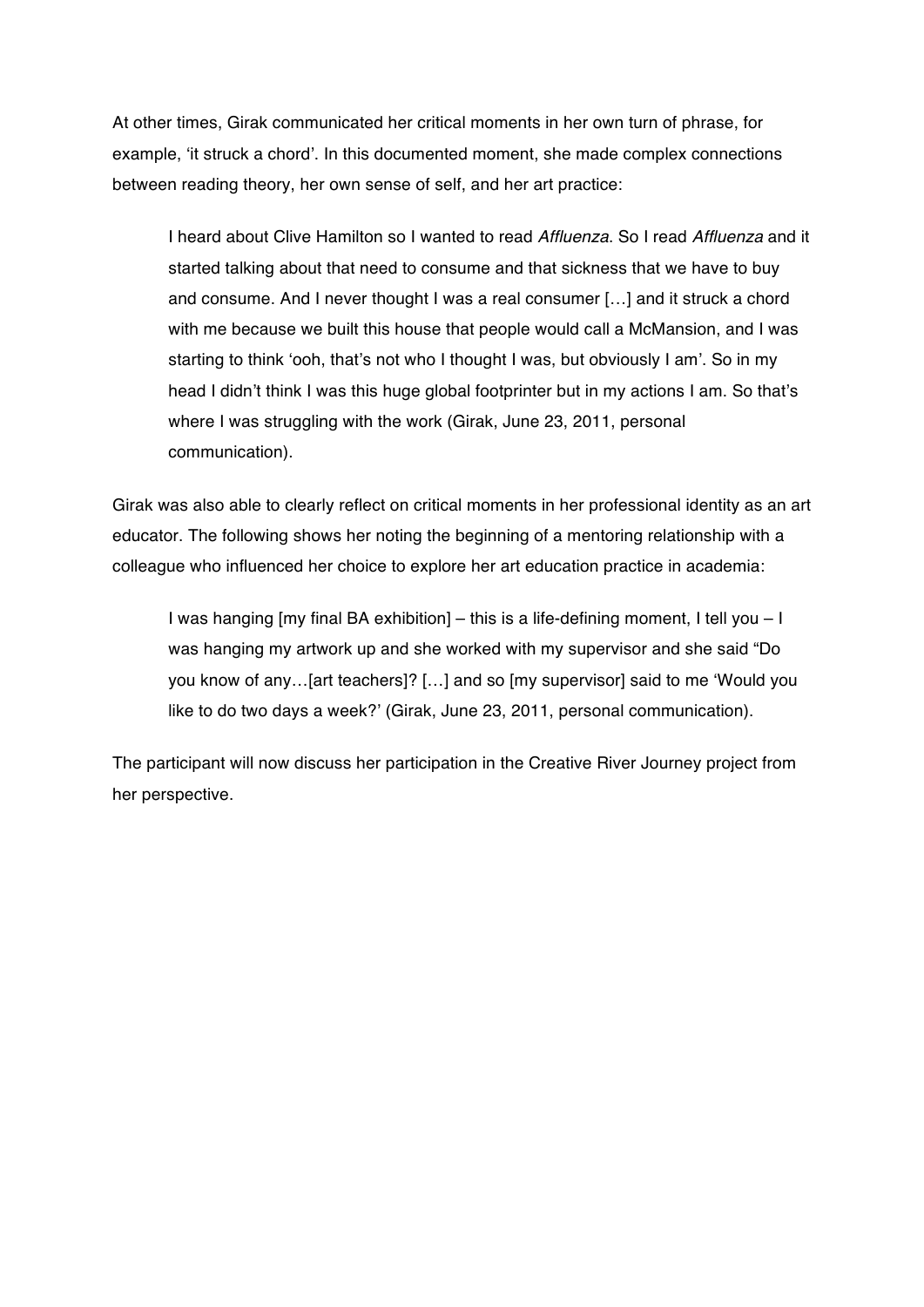At other times, Girak communicated her critical moments in her own turn of phrase, for example, 'it struck a chord'. In this documented moment, she made complex connections between reading theory, her own sense of self, and her art practice:

> I heard about Clive Hamilton so I wanted to read *Affluenza*. So I read *Affluenza* and it started talking about that need to consume and that sickness that we have to buy and consume. And I never thought I was a real consumer […] and it struck a chord with me because we built this house that people would call a McMansion, and I was starting to think 'ooh, that's not who I thought I was, but obviously I am'. So in my head I didn't think I was this huge global footprinter but in my actions I am. So that's where I was struggling with the work (Girak, June 23, 2011, personal communication).

Girak was also able to clearly reflect on critical moments in her professional identity as an art educator. The following shows her noting the beginning of a mentoring relationship with a colleague who influenced her choice to explore her art education practice in academia:

> I was hanging [my final BA exhibition] – this is a life-defining moment, I tell you – I was hanging my artwork up and she worked with my supervisor and she said "Do you know of any…[art teachers]? […] and so [my supervisor] said to me 'Would you like to do two days a week?' (Girak, June 23, 2011, personal communication).

The participant will now discuss her participation in the Creative River Journey project from her perspective.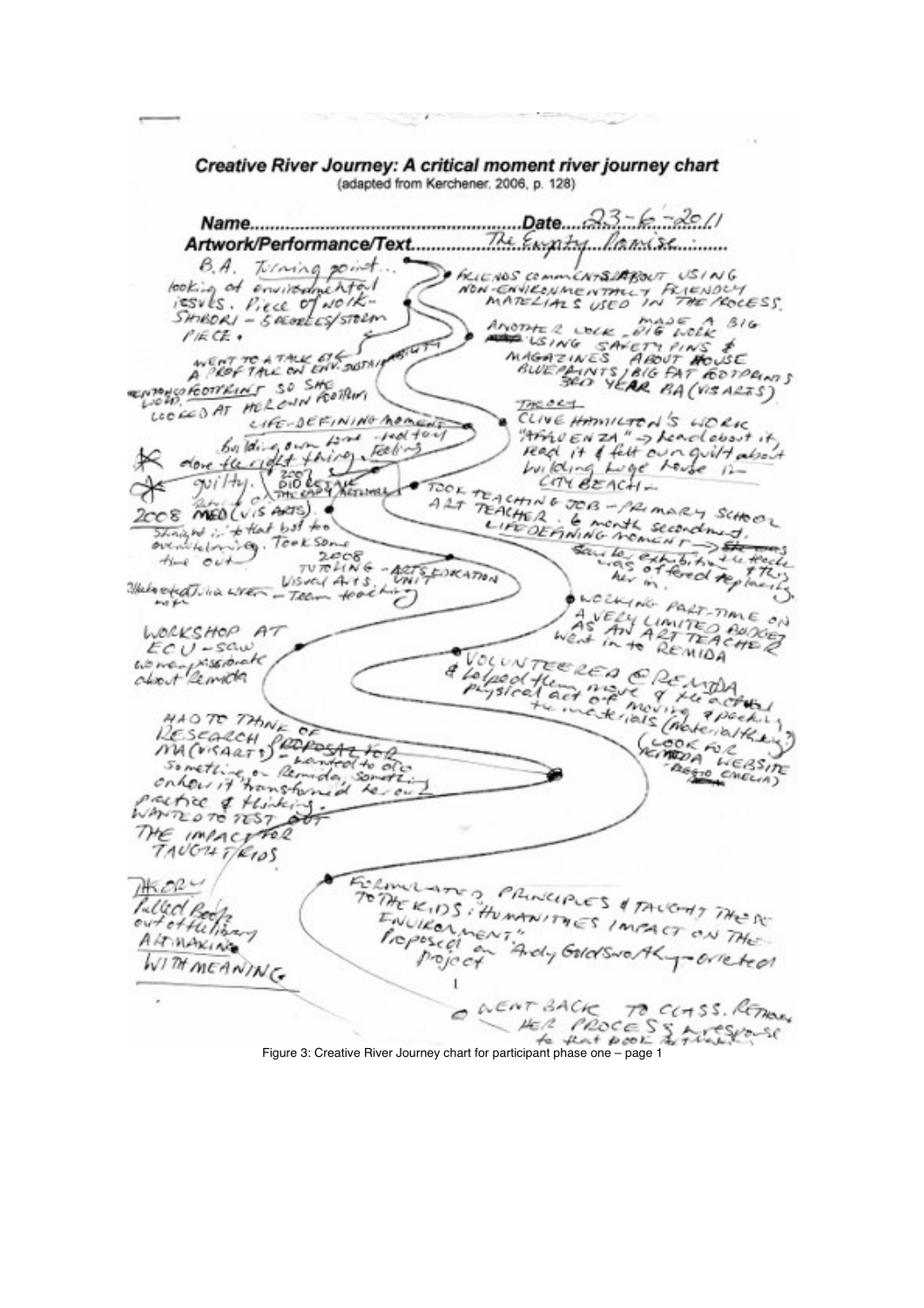## Creative River Journey: A critical moment river journey chart

(adapted from Kerchener, 2006, p. 128)

**Name**.............................................. **Date**....23-6-2011

**Artwork/Performance/Text**.......... The Empty Promise

B.A. Turning point... looking at environmental issues. Piece of work – SHIBORI – 5 DEGREES/STORM PIECE.

FRIENDS COMMENTS ABOUT USING NON-ENVIRONMENTALLY FRIENDLY MATERIALS USED IN THE PROCESS.

ANOTHER WORK – BIG WORK MADE A BIG USING SAFETY PINS & MAGAZINES ABOUT HOUSE BLUEPRINTS / BIG FAT FOOTPRINTS 3RD YEAR BA (VIS ARTS)

WENT TO A TALK ETC A PROF TALK ON ENV. SUSTAINABILITY WORLD FOOTPRINT SO SHE LOOKED AT HER OWN FOOTPRINT

LIFE-DEFINING MOMENT building own home – feel too Feeling done the right thing, guilty. 2007 DID EMPTY PROMISE

THEORY CLIVE HAMILTON'S WORK "AFFLUENZA" → heard about it, read it & felt own guilt about building huge house in CITY BEACH –

2008 MED (VIS ARTS). Straight in to that but too overwhelming. Took some time out 2008

TOOK TEACHING JOB – PRIMARY SCHOOL ART TEACHER. 6 month secondment. LIFEDEFINING MOMENT → saw the exhibition the teacher was offered & this her in.

TUTORING – ARTS EDUCATION Visual Arts. UNIT Collaborated Julia when – Team teaching

WORKING PART-TIME ON A VERY LIMITED BUDGET AS AN ART TEACHER went in to REMIDA

WORKSHOP AT ECU – saw women passionate about Remida

VOLUNTEERED @ REMIDA & helped them move & the actual physical act of moving & packing the materials (materiality) (LOOK FOR REMIDA WEBSITE – REGGIO EMELIA)

HAD TO THINK OF RESEARCH PROPOSAL FOR MA (VISARTS) – wanted to do something on Remida, something on how it transformed her own practice & thinking. WANTED TO TEST OUT THE IMPACT FOR TAUGHT KIDS

THEORY Pulled books out of the library ARTMAKING WITH MEANING

FORMULATED PRINCIPLES & TAUGHT THESE TO THE KIDS: HUMANITIES IMPACT ON THE ENVIRONMENT. Proposed an 'Andy Goldsworthy' – oriented project

WENT BACK TO CLASS. REFRAMED HER PROCESS & RESPONSE to that book ArtMaking

Figure 3: Creative River Journey chart for participant phase one – page 1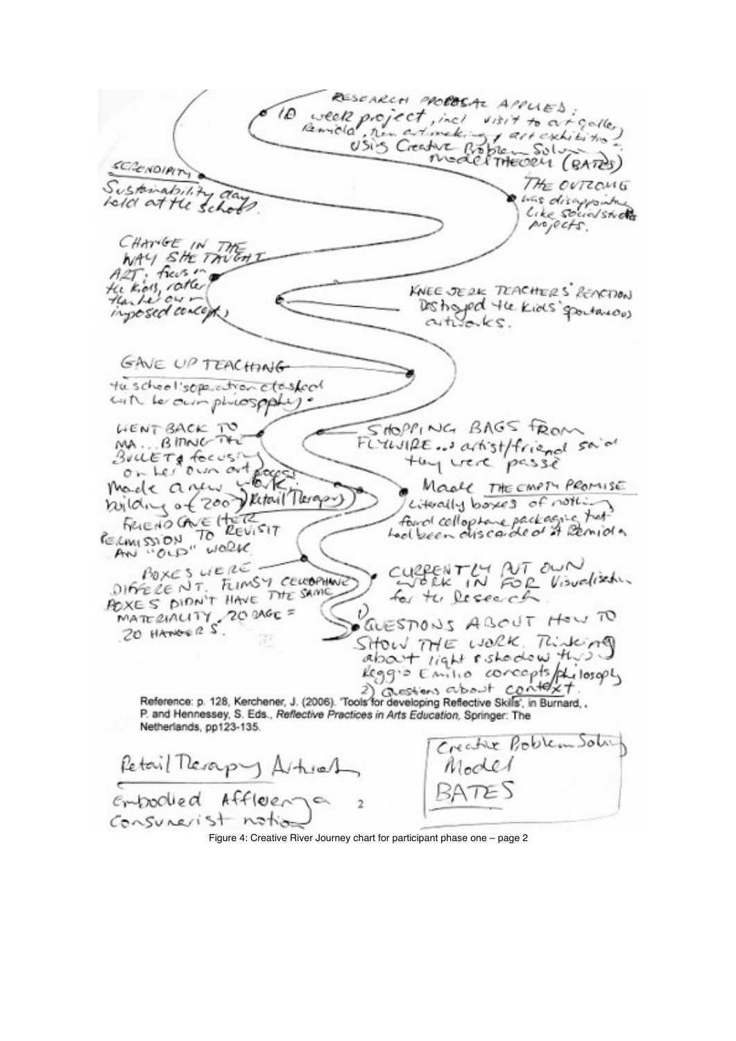RESEARCH PROPOSAL APPLIED: 10 week project, incl visit to art gallery, Remida, then art making, art exhibition, using Creative Problem Solving Model THEORY (BATES)

SERENDIPITY Sustainability day held at the school.

THE OUTCOME was disappointing like social studies projects.

CHANGE IN THE WAY SHE TAUGHT ART: focus on the kids, rather than her own imposed concepts

KNEE JERK TEACHERS' REACTION Destroyed the kids' spontaneous artworks.

GAVE UP TEACHING the school's operation clashed with her own philosophy.

WENT BACK TO MA... BRING THE BULLET & focusing on her own art process

SHOPPING BAGS FROM FLYWIRE... artist/friend said they were passé

Made a new work, building of 200 Retail Therapy

Made THE EMPTY PROMISE Literally boxes of nothing found cellophane packaging that had been discarded at Remida

FRIEND GAVE HER PERMISSION TO REVISIT AN "OLD" WORK

BOXES WERE DIFFERENT. FLIMSY CELLOPHANE BOXES DIDN'T HAVE THE SAME MATERIALITY. 20 BAGS = 20 HANGERS.

CURRENTLY PUT OWN WORK IN FOR Visualisation for the Research

1) QUESTIONS ABOUT HOW TO SHOW THE WORK. Thinking about light & shadow thru Reggio Emilio concepts/philosophy

2) Questions about context.

Reference: p. 128, Kerchener, J. (2006). 'Tools for developing Reflective Skills', in Burnard, , P. and Hennessey, S. Eds., *Reflective Practices in Arts Education*, Springer: The Netherlands, pp123-135.

Retail Therapy Artwork

Embodied Affluence 2

Consumerist notion

Creative Problem Solving Model

BATES

Figure 4: Creative River Journey chart for participant phase one – page 2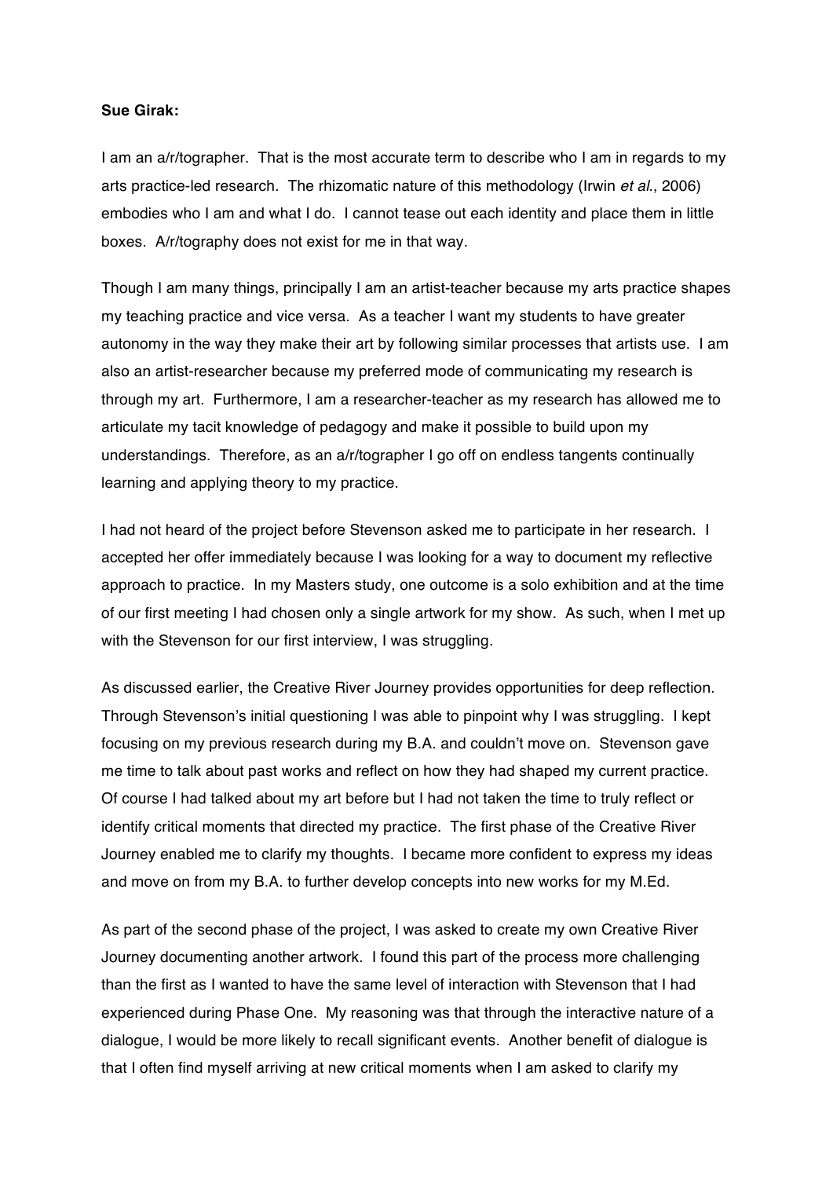**Sue Girak:**

I am an a/r/tographer. That is the most accurate term to describe who I am in regards to my arts practice-led research. The rhizomatic nature of this methodology (Irwin *et al.*, 2006) embodies who I am and what I do. I cannot tease out each identity and place them in little boxes. A/r/tography does not exist for me in that way.

Though I am many things, principally I am an artist-teacher because my arts practice shapes my teaching practice and vice versa. As a teacher I want my students to have greater autonomy in the way they make their art by following similar processes that artists use. I am also an artist-researcher because my preferred mode of communicating my research is through my art. Furthermore, I am a researcher-teacher as my research has allowed me to articulate my tacit knowledge of pedagogy and make it possible to build upon my understandings. Therefore, as an a/r/tographer I go off on endless tangents continually learning and applying theory to my practice.

I had not heard of the project before Stevenson asked me to participate in her research. I accepted her offer immediately because I was looking for a way to document my reflective approach to practice. In my Masters study, one outcome is a solo exhibition and at the time of our first meeting I had chosen only a single artwork for my show. As such, when I met up with the Stevenson for our first interview, I was struggling.

As discussed earlier, the Creative River Journey provides opportunities for deep reflection. Through Stevenson's initial questioning I was able to pinpoint why I was struggling. I kept focusing on my previous research during my B.A. and couldn't move on. Stevenson gave me time to talk about past works and reflect on how they had shaped my current practice. Of course I had talked about my art before but I had not taken the time to truly reflect or identify critical moments that directed my practice. The first phase of the Creative River Journey enabled me to clarify my thoughts. I became more confident to express my ideas and move on from my B.A. to further develop concepts into new works for my M.Ed.

As part of the second phase of the project, I was asked to create my own Creative River Journey documenting another artwork. I found this part of the process more challenging than the first as I wanted to have the same level of interaction with Stevenson that I had experienced during Phase One. My reasoning was that through the interactive nature of a dialogue, I would be more likely to recall significant events. Another benefit of dialogue is that I often find myself arriving at new critical moments when I am asked to clarify my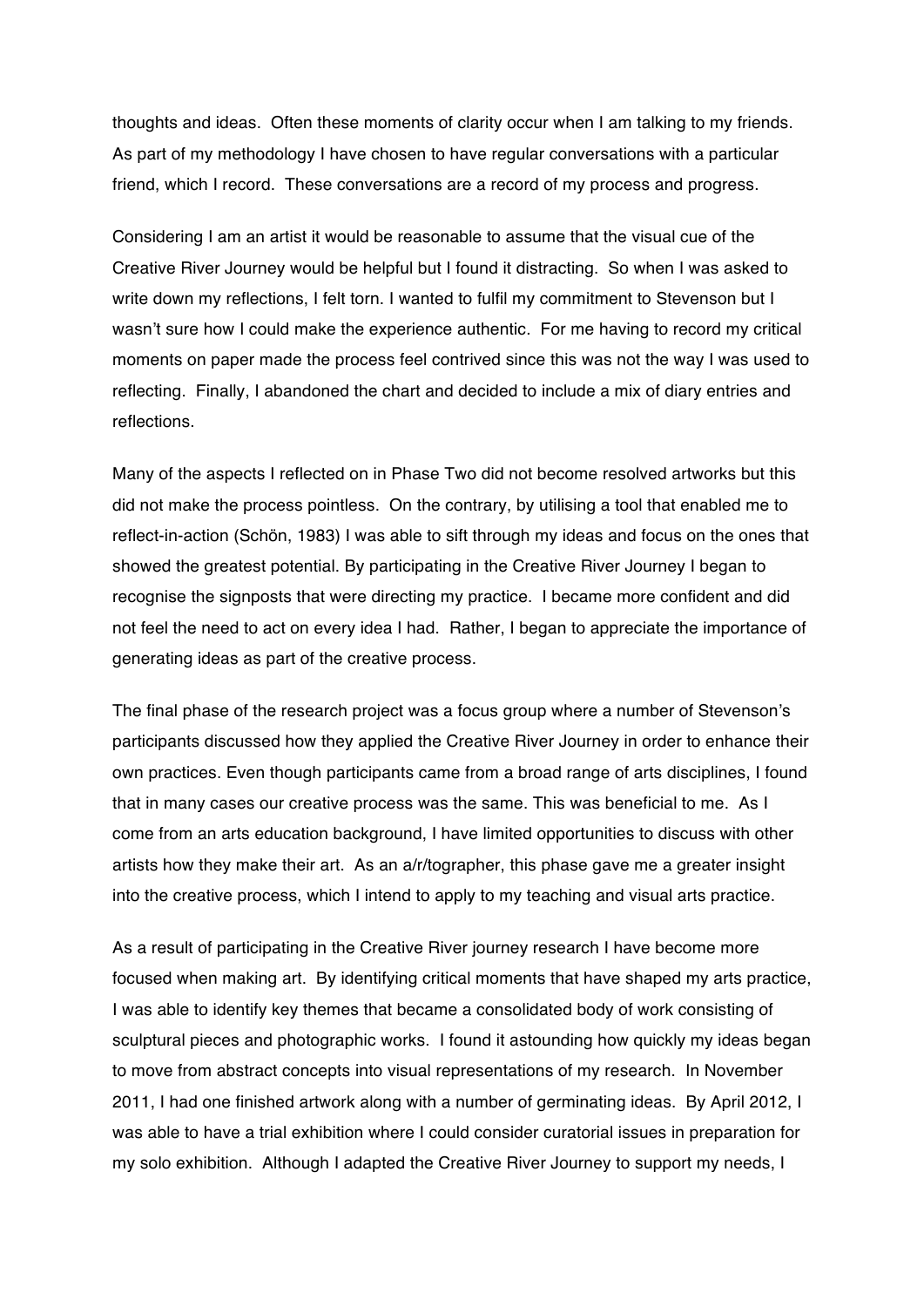thoughts and ideas. Often these moments of clarity occur when I am talking to my friends. As part of my methodology I have chosen to have regular conversations with a particular friend, which I record. These conversations are a record of my process and progress.

Considering I am an artist it would be reasonable to assume that the visual cue of the Creative River Journey would be helpful but I found it distracting. So when I was asked to write down my reflections, I felt torn. I wanted to fulfil my commitment to Stevenson but I wasn't sure how I could make the experience authentic. For me having to record my critical moments on paper made the process feel contrived since this was not the way I was used to reflecting. Finally, I abandoned the chart and decided to include a mix of diary entries and reflections.

Many of the aspects I reflected on in Phase Two did not become resolved artworks but this did not make the process pointless. On the contrary, by utilising a tool that enabled me to reflect-in-action (Schön, 1983) I was able to sift through my ideas and focus on the ones that showed the greatest potential. By participating in the Creative River Journey I began to recognise the signposts that were directing my practice. I became more confident and did not feel the need to act on every idea I had. Rather, I began to appreciate the importance of generating ideas as part of the creative process.

The final phase of the research project was a focus group where a number of Stevenson's participants discussed how they applied the Creative River Journey in order to enhance their own practices. Even though participants came from a broad range of arts disciplines, I found that in many cases our creative process was the same. This was beneficial to me. As I come from an arts education background, I have limited opportunities to discuss with other artists how they make their art. As an a/r/tographer, this phase gave me a greater insight into the creative process, which I intend to apply to my teaching and visual arts practice.

As a result of participating in the Creative River journey research I have become more focused when making art. By identifying critical moments that have shaped my arts practice, I was able to identify key themes that became a consolidated body of work consisting of sculptural pieces and photographic works. I found it astounding how quickly my ideas began to move from abstract concepts into visual representations of my research. In November 2011, I had one finished artwork along with a number of germinating ideas. By April 2012, I was able to have a trial exhibition where I could consider curatorial issues in preparation for my solo exhibition. Although I adapted the Creative River Journey to support my needs, I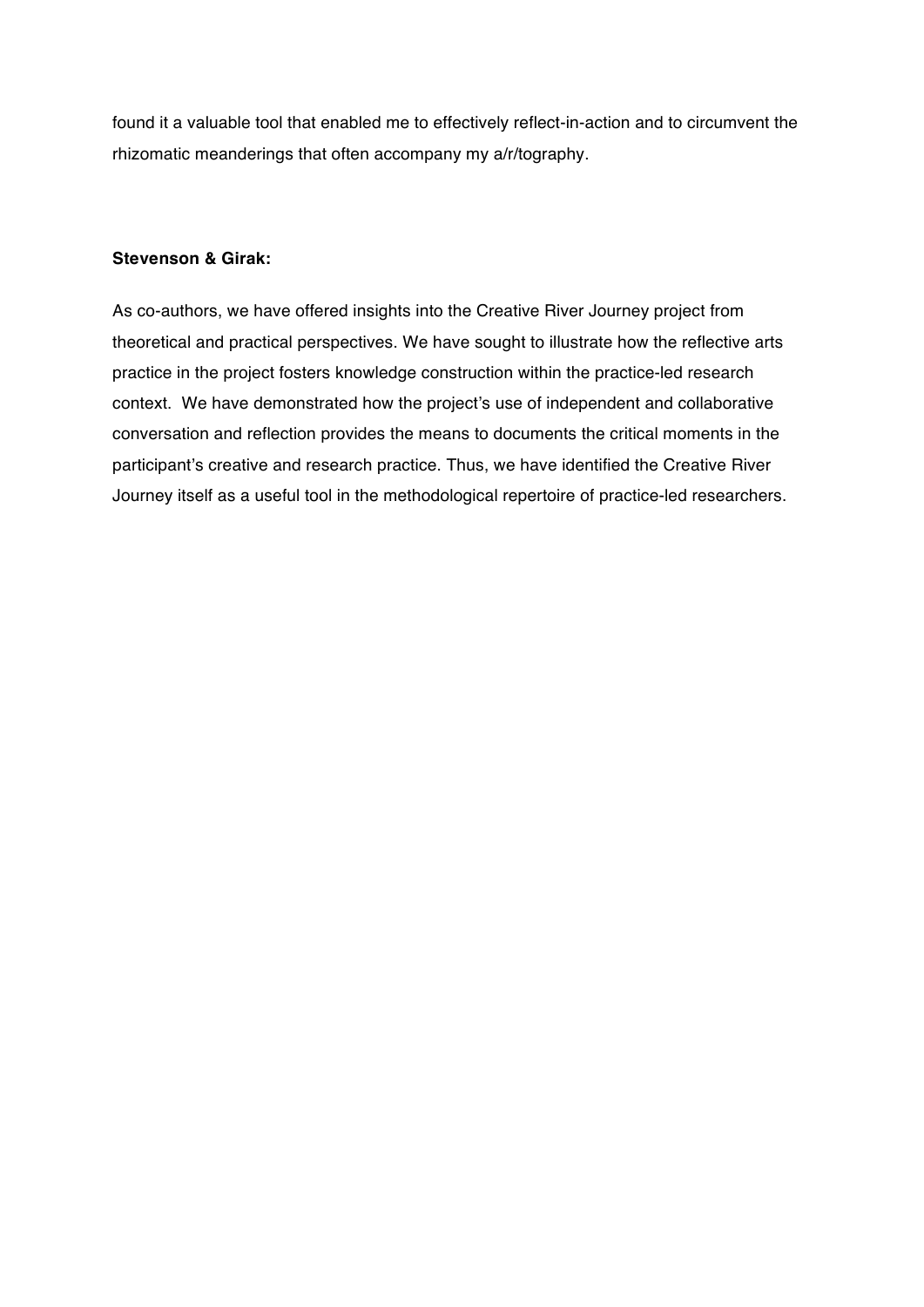found it a valuable tool that enabled me to effectively reflect-in-action and to circumvent the rhizomatic meanderings that often accompany my a/r/tography.

**Stevenson & Girak:**

As co-authors, we have offered insights into the Creative River Journey project from theoretical and practical perspectives. We have sought to illustrate how the reflective arts practice in the project fosters knowledge construction within the practice-led research context. We have demonstrated how the project's use of independent and collaborative conversation and reflection provides the means to documents the critical moments in the participant's creative and research practice. Thus, we have identified the Creative River Journey itself as a useful tool in the methodological repertoire of practice-led researchers.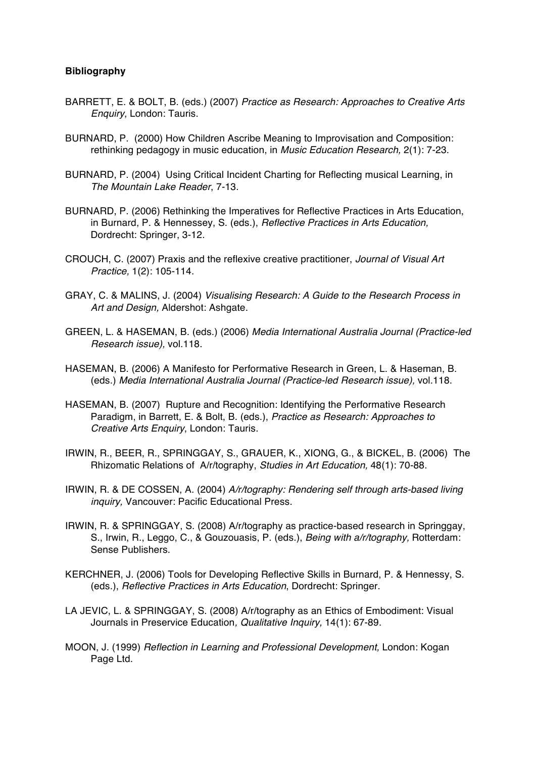**Bibliography**

BARRETT, E. & BOLT, B. (eds.) (2007) *Practice as Research: Approaches to Creative Arts Enquiry*, London: Tauris.

BURNARD, P. (2000) How Children Ascribe Meaning to Improvisation and Composition: rethinking pedagogy in music education, in *Music Education Research,* 2(1): 7-23.

BURNARD, P. (2004) Using Critical Incident Charting for Reflecting musical Learning, in *The Mountain Lake Reader*, 7-13.

BURNARD, P. (2006) Rethinking the Imperatives for Reflective Practices in Arts Education, in Burnard, P. & Hennessey, S. (eds.), *Reflective Practices in Arts Education,* Dordrecht: Springer, 3-12.

CROUCH, C. (2007) Praxis and the reflexive creative practitioner, *Journal of Visual Art Practice,* 1(2): 105-114.

GRAY, C. & MALINS, J. (2004) *Visualising Research: A Guide to the Research Process in Art and Design,* Aldershot: Ashgate.

GREEN, L. & HASEMAN, B. (eds.) (2006) *Media International Australia Journal (Practice-led Research issue),* vol.118.

HASEMAN, B. (2006) A Manifesto for Performative Research in Green, L. & Haseman, B. (eds.) *Media International Australia Journal (Practice-led Research issue),* vol.118.

HASEMAN, B. (2007) Rupture and Recognition: Identifying the Performative Research Paradigm, in Barrett, E. & Bolt, B. (eds.), *Practice as Research: Approaches to Creative Arts Enquiry*, London: Tauris.

IRWIN, R., BEER, R., SPRINGGAY, S., GRAUER, K., XIONG, G., & BICKEL, B. (2006) The Rhizomatic Relations of A/r/tography, *Studies in Art Education,* 48(1): 70-88.

IRWIN, R. & DE COSSEN, A. (2004) *A/r/tography: Rendering self through arts-based living inquiry,* Vancouver: Pacific Educational Press.

IRWIN, R. & SPRINGGAY, S. (2008) A/r/tography as practice-based research in Springgay, S., Irwin, R., Leggo, C., & Gouzouasis, P. (eds.), *Being with a/r/tography,* Rotterdam: Sense Publishers.

KERCHNER, J. (2006) Tools for Developing Reflective Skills in Burnard, P. & Hennessy, S. (eds.), *Reflective Practices in Arts Education*, Dordrecht: Springer.

LA JEVIC, L. & SPRINGGAY, S. (2008) A/r/tography as an Ethics of Embodiment: Visual Journals in Preservice Education*, Qualitative Inquiry,* 14(1): 67-89.

MOON, J. (1999) *Reflection in Learning and Professional Development,* London: Kogan Page Ltd.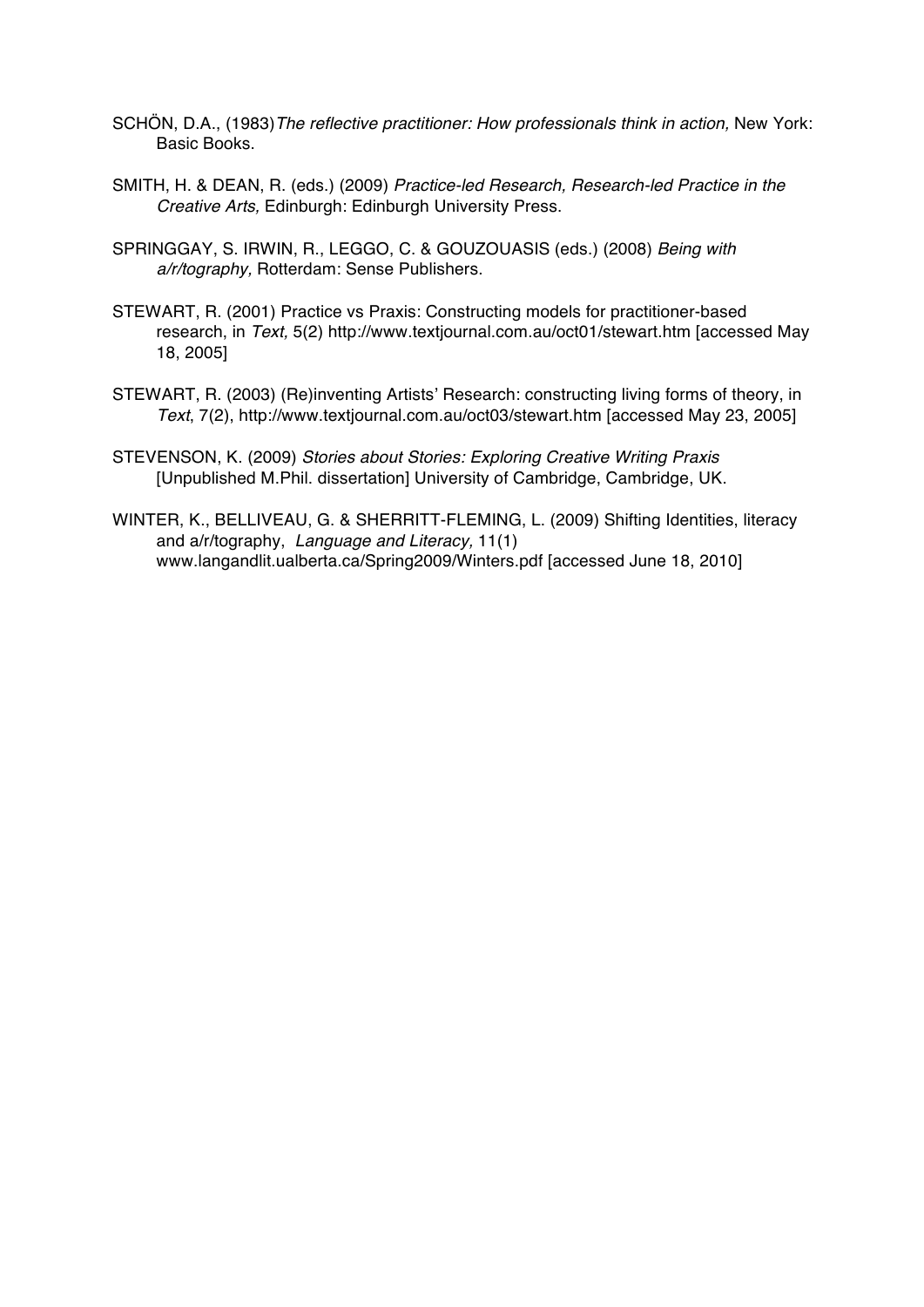SCHÖN, D.A., (1983) *The reflective practitioner: How professionals think in action,* New York: Basic Books.

SMITH, H. & DEAN, R. (eds.) (2009) *Practice-led Research, Research-led Practice in the Creative Arts,* Edinburgh: Edinburgh University Press.

SPRINGGAY, S. IRWIN, R., LEGGO, C. & GOUZOUASIS (eds.) (2008) *Being with a/r/tography,* Rotterdam: Sense Publishers.

STEWART, R. (2001) Practice vs Praxis: Constructing models for practitioner-based research, in *Text,* 5(2) http://www.textjournal.com.au/oct01/stewart.htm [accessed May 18, 2005]

STEWART, R. (2003) (Re)inventing Artists' Research: constructing living forms of theory, in *Text*, 7(2), http://www.textjournal.com.au/oct03/stewart.htm [accessed May 23, 2005]

STEVENSON, K. (2009) *Stories about Stories: Exploring Creative Writing Praxis* [Unpublished M.Phil. dissertation] University of Cambridge, Cambridge, UK.

WINTER, K., BELLIVEAU, G. & SHERRITT-FLEMING, L. (2009) Shifting Identities, literacy and a/r/tography, *Language and Literacy,* 11(1) www.langandlit.ualberta.ca/Spring2009/Winters.pdf [accessed June 18, 2010]